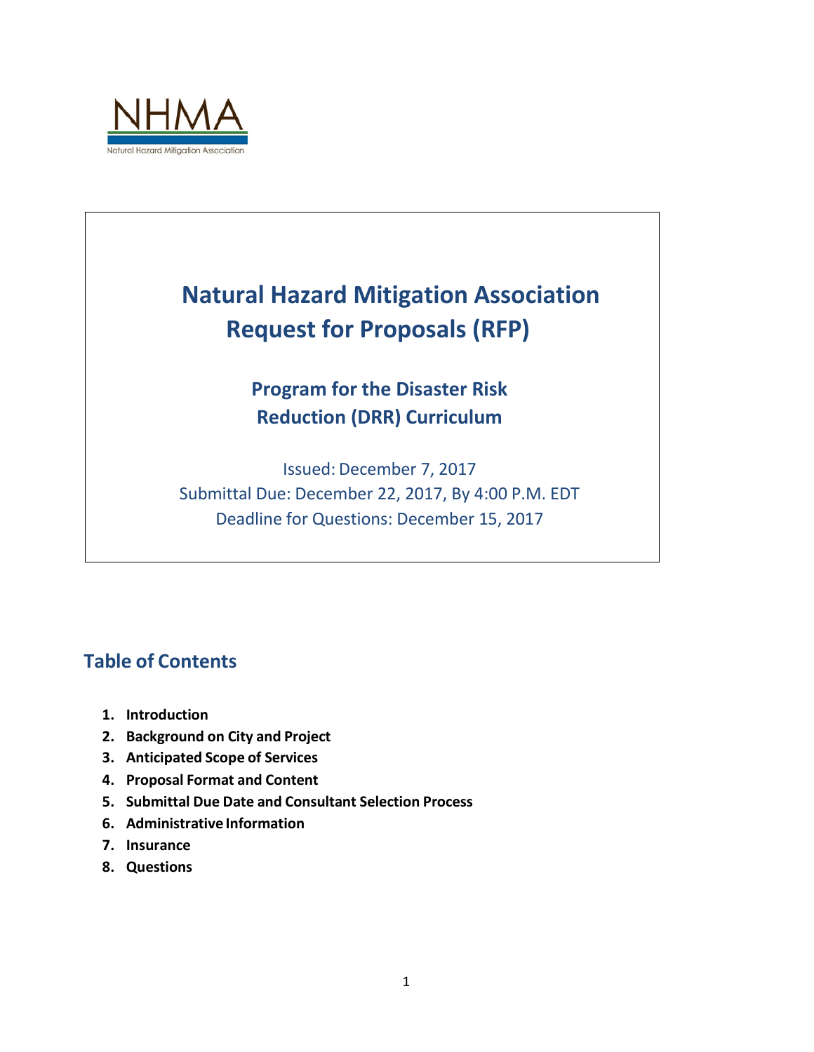NHMA

Natural Hazard Mitigation Association

# Natural Hazard Mitigation Association Request for Proposals (RFP)

## Program for the Disaster Risk Reduction (DRR) Curriculum

Issued: December 7, 2017
Submittal Due: December 22, 2017, By 4:00 P.M. EDT
Deadline for Questions: December 15, 2017

## Table of Contents

1. **Introduction**
2. **Background on City and Project**
3. **Anticipated Scope of Services**
4. **Proposal Format and Content**
5. **Submittal Due Date and Consultant Selection Process**
6. **Administrative Information**
7. **Insurance**
8. **Questions**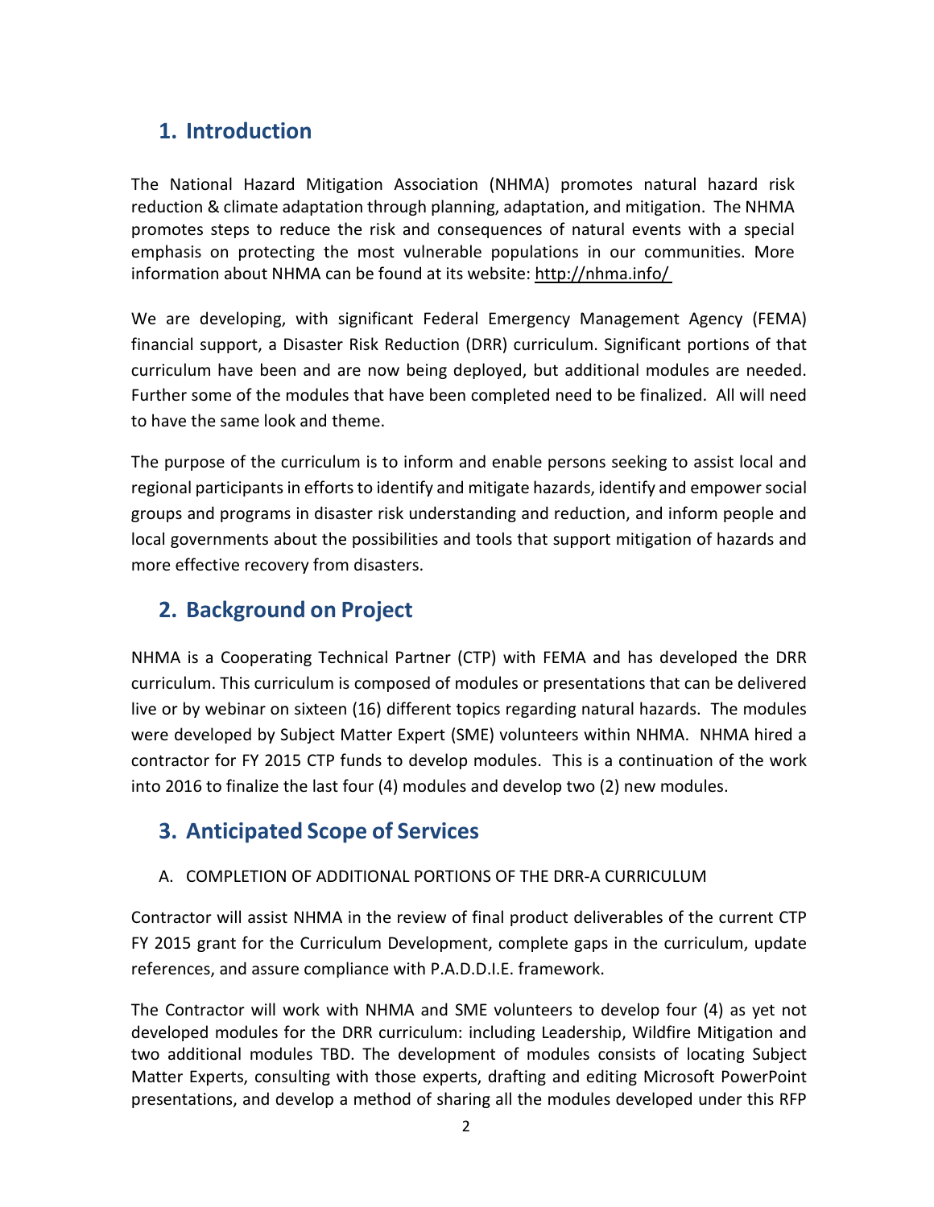## 1. Introduction

The National Hazard Mitigation Association (NHMA) promotes natural hazard risk reduction & climate adaptation through planning, adaptation, and mitigation. The NHMA promotes steps to reduce the risk and consequences of natural events with a special emphasis on protecting the most vulnerable populations in our communities. More information about NHMA can be found at its website: http://nhma.info/

We are developing, with significant Federal Emergency Management Agency (FEMA) financial support, a Disaster Risk Reduction (DRR) curriculum. Significant portions of that curriculum have been and are now being deployed, but additional modules are needed. Further some of the modules that have been completed need to be finalized. All will need to have the same look and theme.

The purpose of the curriculum is to inform and enable persons seeking to assist local and regional participants in efforts to identify and mitigate hazards, identify and empower social groups and programs in disaster risk understanding and reduction, and inform people and local governments about the possibilities and tools that support mitigation of hazards and more effective recovery from disasters.

## 2. Background on Project

NHMA is a Cooperating Technical Partner (CTP) with FEMA and has developed the DRR curriculum. This curriculum is composed of modules or presentations that can be delivered live or by webinar on sixteen (16) different topics regarding natural hazards. The modules were developed by Subject Matter Expert (SME) volunteers within NHMA. NHMA hired a contractor for FY 2015 CTP funds to develop modules. This is a continuation of the work into 2016 to finalize the last four (4) modules and develop two (2) new modules.

## 3. Anticipated Scope of Services

A. COMPLETION OF ADDITIONAL PORTIONS OF THE DRR-A CURRICULUM

Contractor will assist NHMA in the review of final product deliverables of the current CTP FY 2015 grant for the Curriculum Development, complete gaps in the curriculum, update references, and assure compliance with P.A.D.D.I.E. framework.

The Contractor will work with NHMA and SME volunteers to develop four (4) as yet not developed modules for the DRR curriculum: including Leadership, Wildfire Mitigation and two additional modules TBD. The development of modules consists of locating Subject Matter Experts, consulting with those experts, drafting and editing Microsoft PowerPoint presentations, and develop a method of sharing all the modules developed under this RFP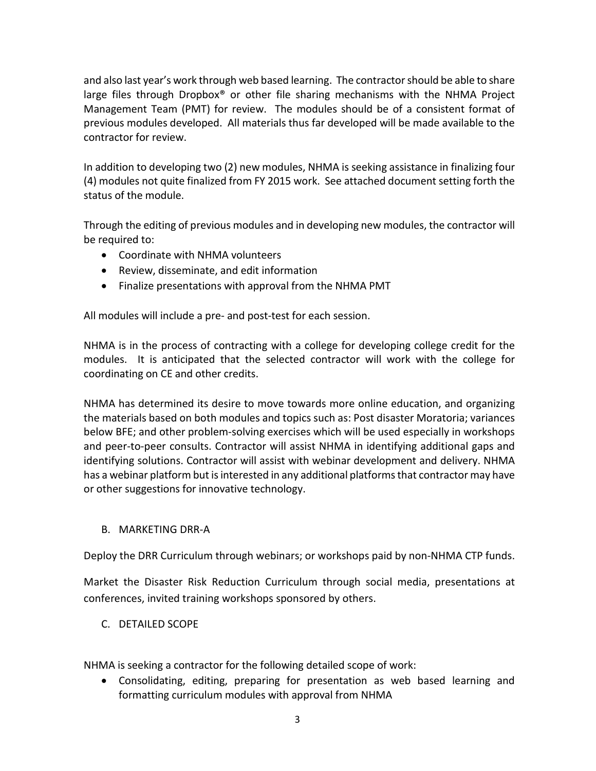and also last year's work through web based learning. The contractor should be able to share large files through Dropbox® or other file sharing mechanisms with the NHMA Project Management Team (PMT) for review. The modules should be of a consistent format of previous modules developed. All materials thus far developed will be made available to the contractor for review.

In addition to developing two (2) new modules, NHMA is seeking assistance in finalizing four (4) modules not quite finalized from FY 2015 work. See attached document setting forth the status of the module.

Through the editing of previous modules and in developing new modules, the contractor will be required to:

- Coordinate with NHMA volunteers
- Review, disseminate, and edit information
- Finalize presentations with approval from the NHMA PMT

All modules will include a pre- and post-test for each session.

NHMA is in the process of contracting with a college for developing college credit for the modules. It is anticipated that the selected contractor will work with the college for coordinating on CE and other credits.

NHMA has determined its desire to move towards more online education, and organizing the materials based on both modules and topics such as: Post disaster Moratoria; variances below BFE; and other problem-solving exercises which will be used especially in workshops and peer-to-peer consults. Contractor will assist NHMA in identifying additional gaps and identifying solutions. Contractor will assist with webinar development and delivery. NHMA has a webinar platform but is interested in any additional platforms that contractor may have or other suggestions for innovative technology.

## B. MARKETING DRR-A

Deploy the DRR Curriculum through webinars; or workshops paid by non-NHMA CTP funds.

Market the Disaster Risk Reduction Curriculum through social media, presentations at conferences, invited training workshops sponsored by others.

## C. DETAILED SCOPE

NHMA is seeking a contractor for the following detailed scope of work:

- Consolidating, editing, preparing for presentation as web based learning and formatting curriculum modules with approval from NHMA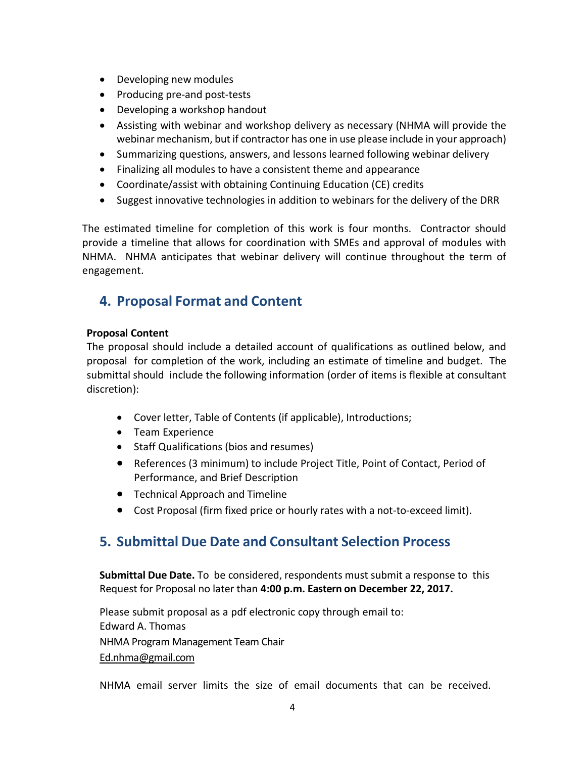- Developing new modules
- Producing pre-and post-tests
- Developing a workshop handout
- Assisting with webinar and workshop delivery as necessary (NHMA will provide the webinar mechanism, but if contractor has one in use please include in your approach)
- Summarizing questions, answers, and lessons learned following webinar delivery
- Finalizing all modules to have a consistent theme and appearance
- Coordinate/assist with obtaining Continuing Education (CE) credits
- Suggest innovative technologies in addition to webinars for the delivery of the DRR

The estimated timeline for completion of this work is four months. Contractor should provide a timeline that allows for coordination with SMEs and approval of modules with NHMA. NHMA anticipates that webinar delivery will continue throughout the term of engagement.

## 4. Proposal Format and Content

**Proposal Content**

The proposal should include a detailed account of qualifications as outlined below, and proposal for completion of the work, including an estimate of timeline and budget. The submittal should include the following information (order of items is flexible at consultant discretion):

- Cover letter, Table of Contents (if applicable), Introductions;
- Team Experience
- Staff Qualifications (bios and resumes)
- References (3 minimum) to include Project Title, Point of Contact, Period of Performance, and Brief Description
- Technical Approach and Timeline
- Cost Proposal (firm fixed price or hourly rates with a not-to-exceed limit).

## 5. Submittal Due Date and Consultant Selection Process

**Submittal Due Date.** To be considered, respondents must submit a response to this Request for Proposal no later than **4:00 p.m. Eastern on December 22, 2017.**

Please submit proposal as a pdf electronic copy through email to:
Edward A. Thomas
NHMA Program Management Team Chair
Ed.nhma@gmail.com

NHMA email server limits the size of email documents that can be received.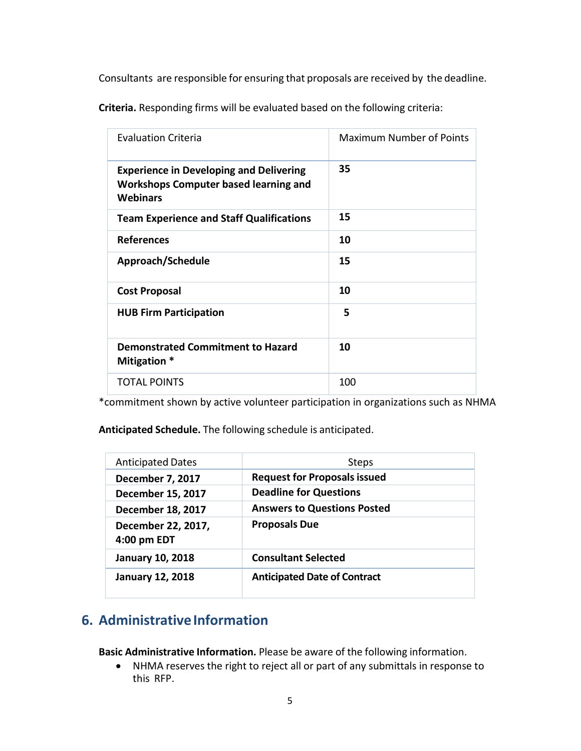Consultants are responsible for ensuring that proposals are received by the deadline.

**Criteria.** Responding firms will be evaluated based on the following criteria:

| Evaluation Criteria | Maximum Number of Points |
|---|---|
| **Experience in Developing and Delivering Workshops Computer based learning and Webinars** | **35** |
| **Team Experience and Staff Qualifications** | **15** |
| **References** | **10** |
| **Approach/Schedule** | **15** |
| **Cost Proposal** | **10** |
| **HUB Firm Participation** | **5** |
| **Demonstrated Commitment to Hazard Mitigation *** | **10** |
| TOTAL POINTS | 100 |

*commitment shown by active volunteer participation in organizations such as NHMA

**Anticipated Schedule.** The following schedule is anticipated.

| Anticipated Dates | Steps |
|---|---|
| **December 7, 2017** | **Request for Proposals issued** |
| **December 15, 2017** | **Deadline for Questions** |
| **December 18, 2017** | **Answers to Questions Posted** |
| **December 22, 2017, 4:00 pm EDT** | **Proposals Due** |
| **January 10, 2018** | **Consultant Selected** |
| **January 12, 2018** | **Anticipated Date of Contract** |

## 6. Administrative Information

**Basic Administrative Information.** Please be aware of the following information.

- NHMA reserves the right to reject all or part of any submittals in response to this RFP.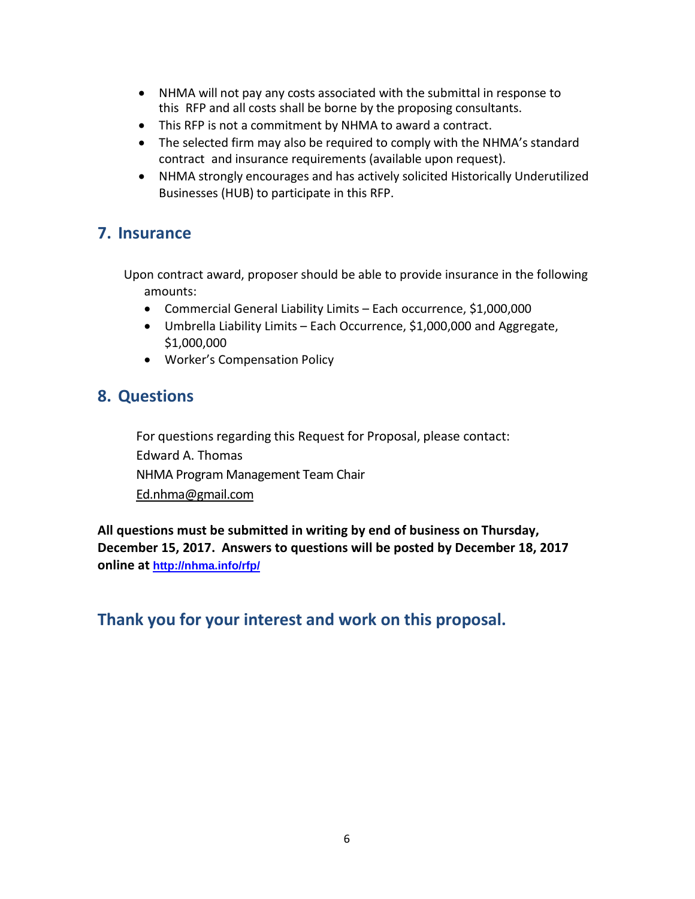- NHMA will not pay any costs associated with the submittal in response to this RFP and all costs shall be borne by the proposing consultants.
- This RFP is not a commitment by NHMA to award a contract.
- The selected firm may also be required to comply with the NHMA's standard contract and insurance requirements (available upon request).
- NHMA strongly encourages and has actively solicited Historically Underutilized Businesses (HUB) to participate in this RFP.

## 7. Insurance

Upon contract award, proposer should be able to provide insurance in the following amounts:

- Commercial General Liability Limits – Each occurrence, $1,000,000
- Umbrella Liability Limits – Each Occurrence, $1,000,000 and Aggregate, $1,000,000
- Worker's Compensation Policy

## 8. Questions

For questions regarding this Request for Proposal, please contact:
Edward A. Thomas
NHMA Program Management Team Chair
Ed.nhma@gmail.com

**All questions must be submitted in writing by end of business on Thursday, December 15, 2017. Answers to questions will be posted by December 18, 2017 online at http://nhma.info/rfp/**

## Thank you for your interest and work on this proposal.